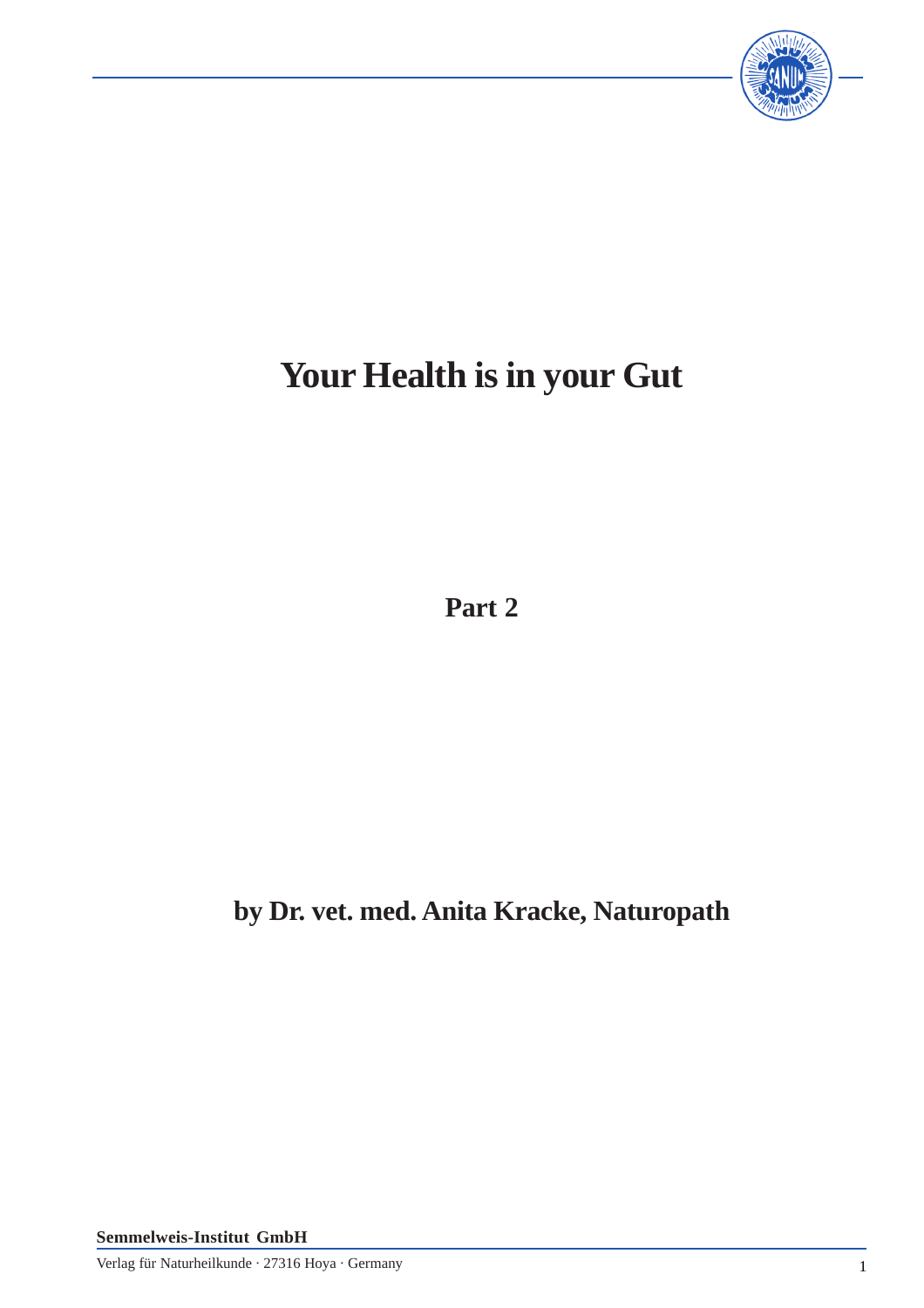# Your Health is in your Gut

**Part 2**

**by Dr. vet. med. Anita Kracke, Naturopath**

**Semmelweis-Institut GmbH**

Verlag für Naturheilkunde · 27316 Hoya · Germany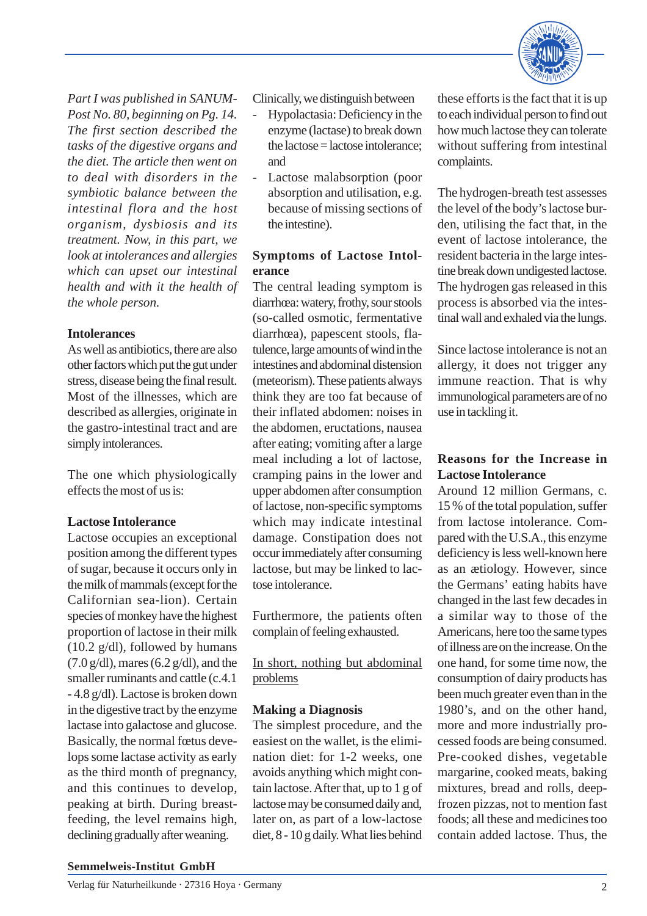*Part I was published in SANUM-Post No. 80, beginning on Pg. 14. The first section described the tasks of the digestive organs and the diet. The article then went on to deal with disorders in the symbiotic balance between the intestinal flora and the host organism, dysbiosis and its treatment. Now, in this part, we look at intolerances and allergies which can upset our intestinal health and with it the health of the whole person.*

## Intolerances

As well as antibiotics, there are also other factors which put the gut under stress, disease being the final result. Most of the illnesses, which are described as allergies, originate in the gastro-intestinal tract and are simply intolerances.

The one which physiologically effects the most of us is:

## Lactose Intolerance

Lactose occupies an exceptional position among the different types of sugar, because it occurs only in the milk of mammals (except for the Californian sea-lion). Certain species of monkey have the highest proportion of lactose in their milk (10.2 g/dl), followed by humans (7.0 g/dl), mares (6.2 g/dl), and the smaller ruminants and cattle (c.4.1 - 4.8 g/dl). Lactose is broken down in the digestive tract by the enzyme lactase into galactose and glucose. Basically, the normal fœtus develops some lactase activity as early as the third month of pregnancy, and this continues to develop, peaking at birth. During breast-feeding, the level remains high, declining gradually after weaning.

Clinically, we distinguish between

- Hypolactasia: Deficiency in the enzyme (lactase) to break down the lactose = lactose intolerance; and
- Lactose malabsorption (poor absorption and utilisation, e.g. because of missing sections of the intestine).

## Symptoms of Lactose Intolerance

The central leading symptom is diarrhœa: watery, frothy, sour stools (so-called osmotic, fermentative diarrhœa), papescent stools, flatulence, large amounts of wind in the intestines and abdominal distension (meteorism). These patients always think they are too fat because of their inflated abdomen: noises in the abdomen, eructations, nausea after eating; vomiting after a large meal including a lot of lactose, cramping pains in the lower and upper abdomen after consumption of lactose, non-specific symptoms which may indicate intestinal damage. Constipation does not occur immediately after consuming lactose, but may be linked to lactose intolerance.

Furthermore, the patients often complain of feeling exhausted.

<u>In short, nothing but abdominal problems</u>

## Making a Diagnosis

The simplest procedure, and the easiest on the wallet, is the elimination diet: for 1-2 weeks, one avoids anything which might contain lactose. After that, up to 1 g of lactose may be consumed daily and, later on, as part of a low-lactose diet, 8 - 10 g daily. What lies behind these efforts is the fact that it is up to each individual person to find out how much lactose they can tolerate without suffering from intestinal complaints.

The hydrogen-breath test assesses the level of the body's lactose burden, utilising the fact that, in the event of lactose intolerance, the resident bacteria in the large intestine break down undigested lactose. The hydrogen gas released in this process is absorbed via the intestinal wall and exhaled via the lungs.

Since lactose intolerance is not an allergy, it does not trigger any immune reaction. That is why immunological parameters are of no use in tackling it.

## Reasons for the Increase in Lactose Intolerance

Around 12 million Germans, c. 15 % of the total population, suffer from lactose intolerance. Compared with the U.S.A., this enzyme deficiency is less well-known here as an ætiology. However, since the Germans' eating habits have changed in the last few decades in a similar way to those of the Americans, here too the same types of illness are on the increase. On the one hand, for some time now, the consumption of dairy products has been much greater even than in the 1980's, and on the other hand, more and more industrially processed foods are being consumed. Pre-cooked dishes, vegetable margarine, cooked meats, baking mixtures, bread and rolls, deep-frozen pizzas, not to mention fast foods; all these and medicines too contain added lactose. Thus, the

**Semmelweis-Institut GmbH**

Verlag für Naturheilkunde · 27316 Hoya · Germany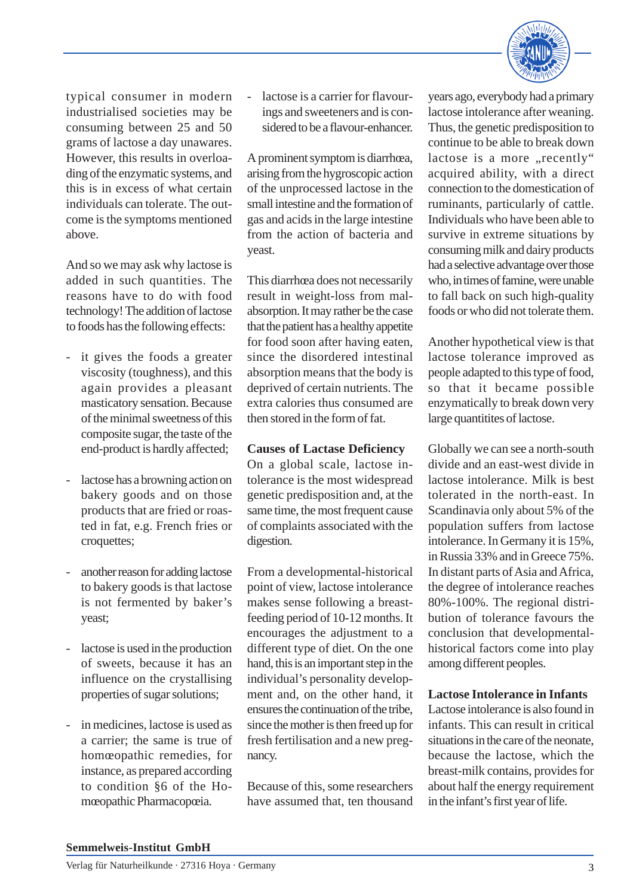typical consumer in modern industrialised societies may be consuming between 25 and 50 grams of lactose a day unawares. However, this results in overloading of the enzymatic systems, and this is in excess of what certain individuals can tolerate. The outcome is the symptoms mentioned above.

And so we may ask why lactose is added in such quantities. The reasons have to do with food technology! The addition of lactose to foods has the following effects:

- it gives the foods a greater viscosity (toughness), and this again provides a pleasant masticatory sensation. Because of the minimal sweetness of this composite sugar, the taste of the end-product is hardly affected;
- lactose has a browning action on bakery goods and on those products that are fried or roasted in fat, e.g. French fries or croquettes;
- another reason for adding lactose to bakery goods is that lactose is not fermented by baker's yeast;
- lactose is used in the production of sweets, because it has an influence on the crystallising properties of sugar solutions;
- in medicines, lactose is used as a carrier; the same is true of homœopathic remedies, for instance, as prepared according to condition §6 of the Homœopathic Pharmacopœia.
- lactose is a carrier for flavourings and sweeteners and is considered to be a flavour-enhancer.

A prominent symptom is diarrhœa, arising from the hygroscopic action of the unprocessed lactose in the small intestine and the formation of gas and acids in the large intestine from the action of bacteria and yeast.

This diarrhœa does not necessarily result in weight-loss from malabsorption. It may rather be the case that the patient has a healthy appetite for food soon after having eaten, since the disordered intestinal absorption means that the body is deprived of certain nutrients. The extra calories thus consumed are then stored in the form of fat.

**Causes of Lactase Deficiency**

On a global scale, lactose intolerance is the most widespread genetic predisposition and, at the same time, the most frequent cause of complaints associated with the digestion.

From a developmental-historical point of view, lactose intolerance makes sense following a breast-feeding period of 10-12 months. It encourages the adjustment to a different type of diet. On the one hand, this is an important step in the individual's personality development and, on the other hand, it ensures the continuation of the tribe, since the mother is then freed up for fresh fertilisation and a new pregnancy.

Because of this, some researchers have assumed that, ten thousand years ago, everybody had a primary lactose intolerance after weaning. Thus, the genetic predisposition to continue to be able to break down lactose is a more „recently" acquired ability, with a direct connection to the domestication of ruminants, particularly of cattle. Individuals who have been able to survive in extreme situations by consuming milk and dairy products had a selective advantage over those who, in times of famine, were unable to fall back on such high-quality foods or who did not tolerate them.

Another hypothetical view is that lactose tolerance improved as people adapted to this type of food, so that it became possible enzymatically to break down very large quantitites of lactose.

Globally we can see a north-south divide and an east-west divide in lactose intolerance. Milk is best tolerated in the north-east. In Scandinavia only about 5% of the population suffers from lactose intolerance. In Germany it is 15%, in Russia 33% and in Greece 75%. In distant parts of Asia and Africa, the degree of intolerance reaches 80%-100%. The regional distribution of tolerance favours the conclusion that developmental-historical factors come into play among different peoples.

**Lactose Intolerance in Infants**

Lactose intolerance is also found in infants. This can result in critical situations in the care of the neonate, because the lactose, which the breast-milk contains, provides for about half the energy requirement in the infant's first year of life.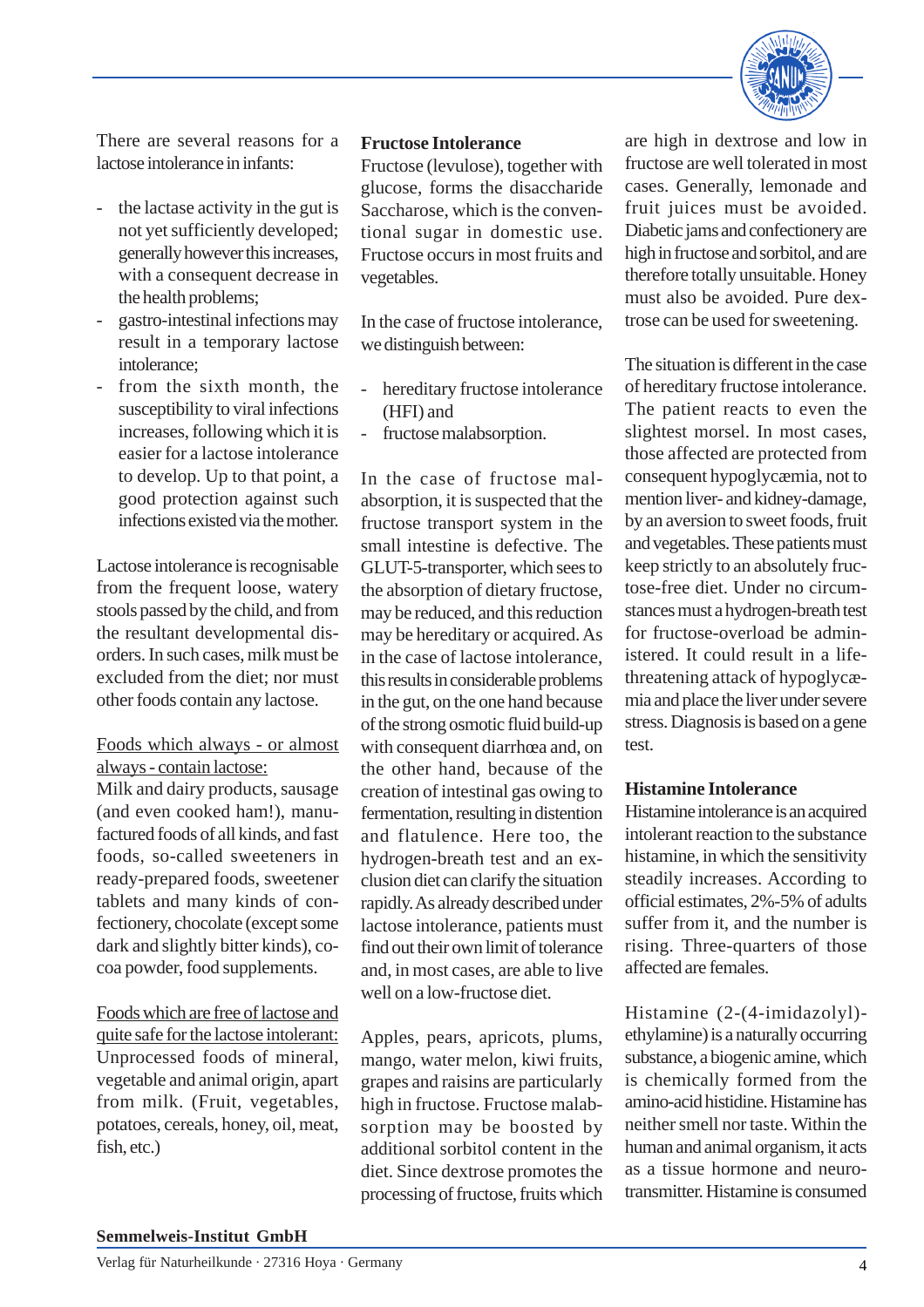There are several reasons for a lactose intolerance in infants:

- the lactase activity in the gut is not yet sufficiently developed; generally however this increases, with a consequent decrease in the health problems;
- gastro-intestinal infections may result in a temporary lactose intolerance;
- from the sixth month, the susceptibility to viral infections increases, following which it is easier for a lactose intolerance to develop. Up to that point, a good protection against such infections existed via the mother.

Lactose intolerance is recognisable from the frequent loose, watery stools passed by the child, and from the resultant developmental disorders. In such cases, milk must be excluded from the diet; nor must other foods contain any lactose.

<u>Foods which always - or almost always - contain lactose:</u>
Milk and dairy products, sausage (and even cooked ham!), manufactured foods of all kinds, and fast foods, so-called sweeteners in ready-prepared foods, sweetener tablets and many kinds of confectionery, chocolate (except some dark and slightly bitter kinds), cocoa powder, food supplements.

<u>Foods which are free of lactose and quite safe for the lactose intolerant:</u>
Unprocessed foods of mineral, vegetable and animal origin, apart from milk. (Fruit, vegetables, potatoes, cereals, honey, oil, meat, fish, etc.)

**Fructose Intolerance**
Fructose (levulose), together with glucose, forms the disaccharide Saccharose, which is the conventional sugar in domestic use. Fructose occurs in most fruits and vegetables.

In the case of fructose intolerance, we distinguish between:

- hereditary fructose intolerance (HFI) and
- fructose malabsorption.

In the case of fructose malabsorption, it is suspected that the fructose transport system in the small intestine is defective. The GLUT-5-transporter, which sees to the absorption of dietary fructose, may be reduced, and this reduction may be hereditary or acquired. As in the case of lactose intolerance, this results in considerable problems in the gut, on the one hand because of the strong osmotic fluid build-up with consequent diarrhœa and, on the other hand, because of the creation of intestinal gas owing to fermentation, resulting in distention and flatulence. Here too, the hydrogen-breath test and an exclusion diet can clarify the situation rapidly. As already described under lactose intolerance, patients must find out their own limit of tolerance and, in most cases, are able to live well on a low-fructose diet.

Apples, pears, apricots, plums, mango, water melon, kiwi fruits, grapes and raisins are particularly high in fructose. Fructose malabsorption may be boosted by additional sorbitol content in the diet. Since dextrose promotes the processing of fructose, fruits which are high in dextrose and low in fructose are well tolerated in most cases. Generally, lemonade and fruit juices must be avoided. Diabetic jams and confectionery are high in fructose and sorbitol, and are therefore totally unsuitable. Honey must also be avoided. Pure dextrose can be used for sweetening.

The situation is different in the case of hereditary fructose intolerance. The patient reacts to even the slightest morsel. In most cases, those affected are protected from consequent hypoglycæmia, not to mention liver- and kidney-damage, by an aversion to sweet foods, fruit and vegetables. These patients must keep strictly to an absolutely fructose-free diet. Under no circumstances must a hydrogen-breath test for fructose-overload be administered. It could result in a life-threatening attack of hypoglycæmia and place the liver under severe stress. Diagnosis is based on a gene test.

**Histamine Intolerance**
Histamine intolerance is an acquired intolerant reaction to the substance histamine, in which the sensitivity steadily increases. According to official estimates, 2%-5% of adults suffer from it, and the number is rising. Three-quarters of those affected are females.

Histamine (2-(4-imidazolyl)-ethylamine) is a naturally occurring substance, a biogenic amine, which is chemically formed from the amino-acid histidine. Histamine has neither smell nor taste. Within the human and animal organism, it acts as a tissue hormone and neurotransmitter. Histamine is consumed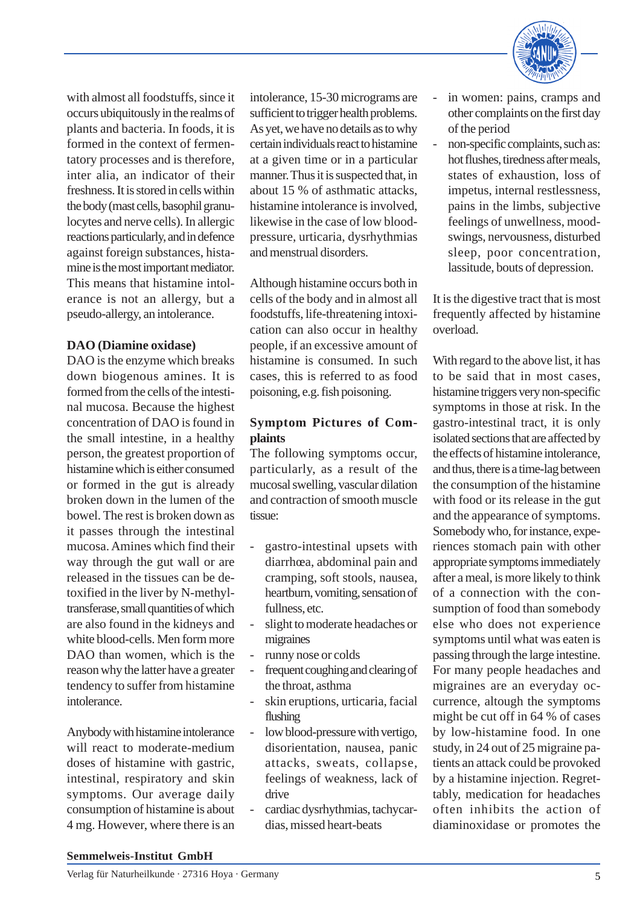with almost all foodstuffs, since it occurs ubiquitously in the realms of plants and bacteria. In foods, it is formed in the context of fermentatory processes and is therefore, inter alia, an indicator of their freshness. It is stored in cells within the body (mast cells, basophil granulocytes and nerve cells). In allergic reactions particularly, and in defence against foreign substances, histamine is the most important mediator. This means that histamine intolerance is not an allergy, but a pseudo-allergy, an intolerance.

**DAO (Diamine oxidase)**

DAO is the enzyme which breaks down biogenous amines. It is formed from the cells of the intestinal mucosa. Because the highest concentration of DAO is found in the small intestine, in a healthy person, the greatest proportion of histamine which is either consumed or formed in the gut is already broken down in the lumen of the bowel. The rest is broken down as it passes through the intestinal mucosa. Amines which find their way through the gut wall or are released in the tissues can be detoxified in the liver by N-methyltransferase, small quantities of which are also found in the kidneys and white blood-cells. Men form more DAO than women, which is the reason why the latter have a greater tendency to suffer from histamine intolerance.

Anybody with histamine intolerance will react to moderate-medium doses of histamine with gastric, intestinal, respiratory and skin symptoms. Our average daily consumption of histamine is about 4 mg. However, where there is an intolerance, 15-30 micrograms are sufficient to trigger health problems. As yet, we have no details as to why certain individuals react to histamine at a given time or in a particular manner. Thus it is suspected that, in about 15 % of asthmatic attacks, histamine intolerance is involved, likewise in the case of low blood-pressure, urticaria, dysrhythmias and menstrual disorders.

Although histamine occurs both in cells of the body and in almost all foodstuffs, life-threatening intoxication can also occur in healthy people, if an excessive amount of histamine is consumed. In such cases, this is referred to as food poisoning, e.g. fish poisoning.

**Symptom Pictures of Complaints**

The following symptoms occur, particularly, as a result of the mucosal swelling, vascular dilation and contraction of smooth muscle tissue:

- gastro-intestinal upsets with diarrhœa, abdominal pain and cramping, soft stools, nausea, heartburn, vomiting, sensation of fullness, etc.
- slight to moderate headaches or migraines
- runny nose or colds
- frequent coughing and clearing of the throat, asthma
- skin eruptions, urticaria, facial flushing
- low blood-pressure with vertigo, disorientation, nausea, panic attacks, sweats, collapse, feelings of weakness, lack of drive
- cardiac dysrhythmias, tachycardias, missed heart-beats
- in women: pains, cramps and other complaints on the first day of the period
- non-specific complaints, such as: hot flushes, tiredness after meals, states of exhaustion, loss of impetus, internal restlessness, pains in the limbs, subjective feelings of unwellness, mood-swings, nervousness, disturbed sleep, poor concentration, lassitude, bouts of depression.

It is the digestive tract that is most frequently affected by histamine overload.

With regard to the above list, it has to be said that in most cases, histamine triggers very non-specific symptoms in those at risk. In the gastro-intestinal tract, it is only isolated sections that are affected by the effects of histamine intolerance, and thus, there is a time-lag between the consumption of the histamine with food or its release in the gut and the appearance of symptoms. Somebody who, for instance, experiences stomach pain with other appropriate symptoms immediately after a meal, is more likely to think of a connection with the consumption of food than somebody else who does not experience symptoms until what was eaten is passing through the large intestine. For many people headaches and migraines are an everyday occurrence, altough the symptoms might be cut off in 64 % of cases by low-histamine food. In one study, in 24 out of 25 migraine patients an attack could be provoked by a histamine injection. Regrettably, medication for headaches often inhibits the action of diaminoxidase or promotes the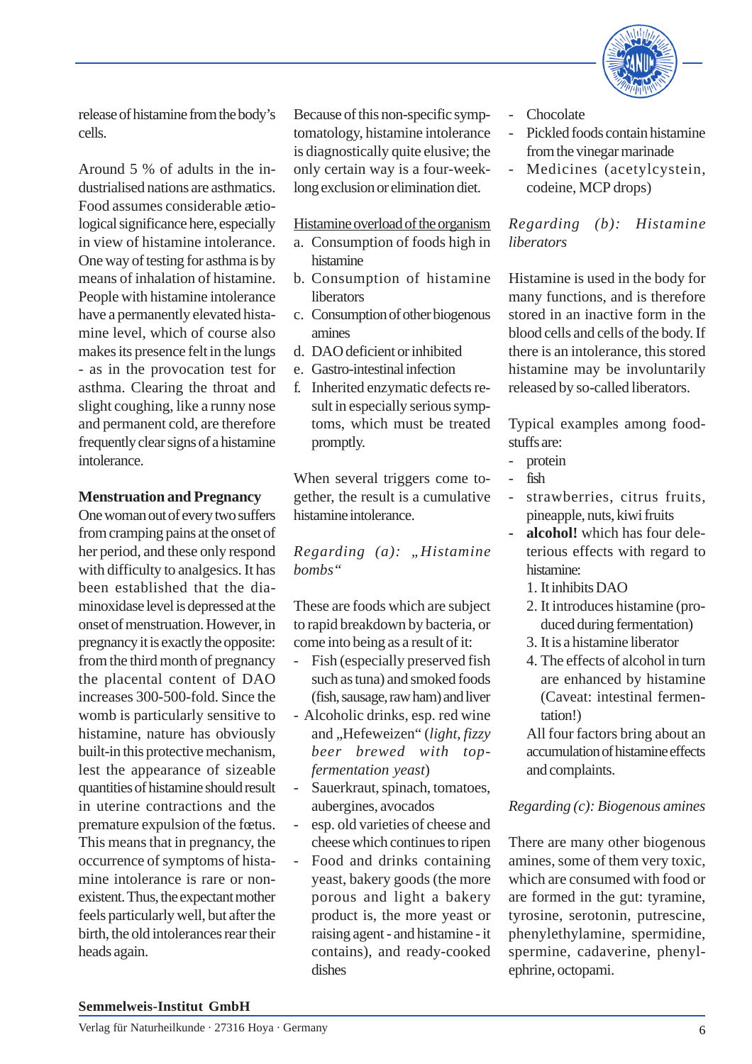release of histamine from the body's cells.

Around 5 % of adults in the industrialised nations are asthmatics. Food assumes considerable ætiological significance here, especially in view of histamine intolerance. One way of testing for asthma is by means of inhalation of histamine. People with histamine intolerance have a permanently elevated histamine level, which of course also makes its presence felt in the lungs - as in the provocation test for asthma. Clearing the throat and slight coughing, like a runny nose and permanent cold, are therefore frequently clear signs of a histamine intolerance.

**Menstruation and Pregnancy**

One woman out of every two suffers from cramping pains at the onset of her period, and these only respond with difficulty to analgesics. It has been established that the diaminoxidase level is depressed at the onset of menstruation. However, in pregnancy it is exactly the opposite: from the third month of pregnancy the placental content of DAO increases 300-500-fold. Since the womb is particularly sensitive to histamine, nature has obviously built-in this protective mechanism, lest the appearance of sizeable quantities of histamine should result in uterine contractions and the premature expulsion of the fœtus. This means that in pregnancy, the occurrence of symptoms of histamine intolerance is rare or nonexistent. Thus, the expectant mother feels particularly well, but after the birth, the old intolerances rear their heads again.

Because of this non-specific symptomatology, histamine intolerance is diagnostically quite elusive; the only certain way is a four-week-long exclusion or elimination diet.

<u>Histamine overload of the organism</u>

a. Consumption of foods high in histamine
b. Consumption of histamine liberators
c. Consumption of other biogenous amines
d. DAO deficient or inhibited
e. Gastro-intestinal infection
f. Inherited enzymatic defects result in especially serious symptoms, which must be treated promptly.

When several triggers come together, the result is a cumulative histamine intolerance.

*Regarding (a): „Histamine bombs“*

These are foods which are subject to rapid breakdown by bacteria, or come into being as a result of it:

- Fish (especially preserved fish such as tuna) and smoked foods (fish, sausage, raw ham) and liver
- Alcoholic drinks, esp. red wine and „Hefeweizen“ (*light, fizzy beer brewed with top-fermentation yeast*)
- Sauerkraut, spinach, tomatoes, aubergines, avocados
- esp. old varieties of cheese and cheese which continues to ripen
- Food and drinks containing yeast, bakery goods (the more porous and light a bakery product is, the more yeast or raising agent - and histamine - it contains), and ready-cooked dishes
- Chocolate
- Pickled foods contain histamine from the vinegar marinade
- Medicines (acetylcystein, codeine, MCP drops)

*Regarding (b): Histamine liberators*

Histamine is used in the body for many functions, and is therefore stored in an inactive form in the blood cells and cells of the body. If there is an intolerance, this stored histamine may be involuntarily released by so-called liberators.

Typical examples among foodstuffs are:

- protein
- fish
- strawberries, citrus fruits, pineapple, nuts, kiwi fruits
- **alcohol!** which has four deleterious effects with regard to histamine:
  1. It inhibits DAO
  2. It introduces histamine (produced during fermentation)
  3. It is a histamine liberator
  4. The effects of alcohol in turn are enhanced by histamine (Caveat: intestinal fermentation!)

  All four factors bring about an accumulation of histamine effects and complaints.

*Regarding (c): Biogenous amines*

There are many other biogenous amines, some of them very toxic, which are consumed with food or are formed in the gut: tyramine, tyrosine, serotonin, putrescine, phenylethylamine, spermidine, spermine, cadaverine, phenylephrine, octopami.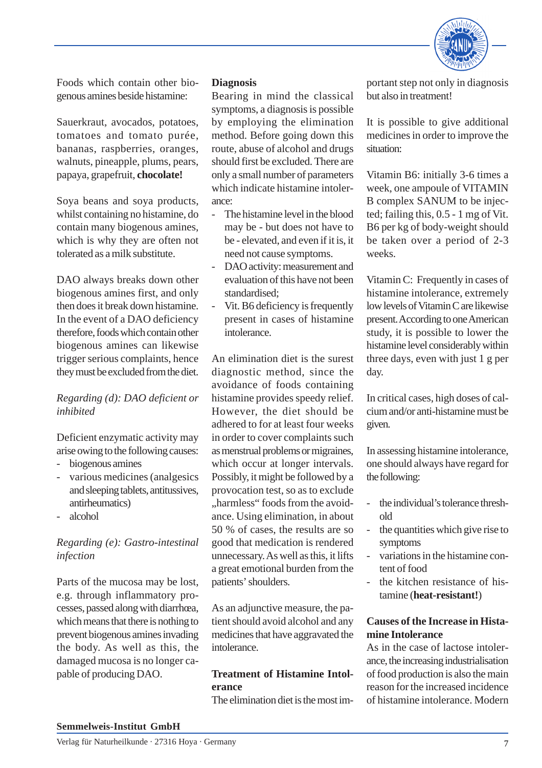Foods which contain other biogenous amines beside histamine:

Sauerkraut, avocados, potatoes, tomatoes and tomato purée, bananas, raspberries, oranges, walnuts, pineapple, plums, pears, papaya, grapefruit, **chocolate!**

Soya beans and soya products, whilst containing no histamine, do contain many biogenous amines, which is why they are often not tolerated as a milk substitute.

DAO always breaks down other biogenous amines first, and only then does it break down histamine. In the event of a DAO deficiency therefore, foods which contain other biogenous amines can likewise trigger serious complaints, hence they must be excluded from the diet.

*Regarding (d): DAO deficient or inhibited*

Deficient enzymatic activity may arise owing to the following causes:

- biogenous amines
- various medicines (analgesics and sleeping tablets, antitussives, antirheumatics)
- alcohol

*Regarding (e): Gastro-intestinal infection*

Parts of the mucosa may be lost, e.g. through inflammatory processes, passed along with diarrhœa, which means that there is nothing to prevent biogenous amines invading the body. As well as this, the damaged mucosa is no longer capable of producing DAO.

**Diagnosis**

Bearing in mind the classical symptoms, a diagnosis is possible by employing the elimination method. Before going down this route, abuse of alcohol and drugs should first be excluded. There are only a small number of parameters which indicate histamine intolerance:

- The histamine level in the blood may be - but does not have to be - elevated, and even if it is, it need not cause symptoms.
- DAO activity: measurement and evaluation of this have not been standardised;
- Vit. B6 deficiency is frequently present in cases of histamine intolerance.

An elimination diet is the surest diagnostic method, since the avoidance of foods containing histamine provides speedy relief. However, the diet should be adhered to for at least four weeks in order to cover complaints such as menstrual problems or migraines, which occur at longer intervals. Possibly, it might be followed by a provocation test, so as to exclude „harmless“ foods from the avoidance. Using elimination, in about 50 % of cases, the results are so good that medication is rendered unnecessary. As well as this, it lifts a great emotional burden from the patients' shoulders.

As an adjunctive measure, the patient should avoid alcohol and any medicines that have aggravated the intolerance.

**Treatment of Histamine Intolerance**

The elimination diet is the most important step not only in diagnosis but also in treatment!

It is possible to give additional medicines in order to improve the situation:

Vitamin B6: initially 3-6 times a week, one ampoule of VITAMIN B complex SANUM to be injected; failing this, 0.5 - 1 mg of Vit. B6 per kg of body-weight should be taken over a period of 2-3 weeks.

Vitamin C: Frequently in cases of histamine intolerance, extremely low levels of Vitamin C are likewise present. According to one American study, it is possible to lower the histamine level considerably within three days, even with just 1 g per day.

In critical cases, high doses of calcium and/or anti-histamine must be given.

In assessing histamine intolerance, one should always have regard for the following:

- the individual's tolerance threshold
- the quantities which give rise to symptoms
- variations in the histamine content of food
- the kitchen resistance of histamine (**heat-resistant!**)

**Causes of the Increase in Histamine Intolerance**

As in the case of lactose intolerance, the increasing industrialisation of food production is also the main reason for the increased incidence of histamine intolerance. Modern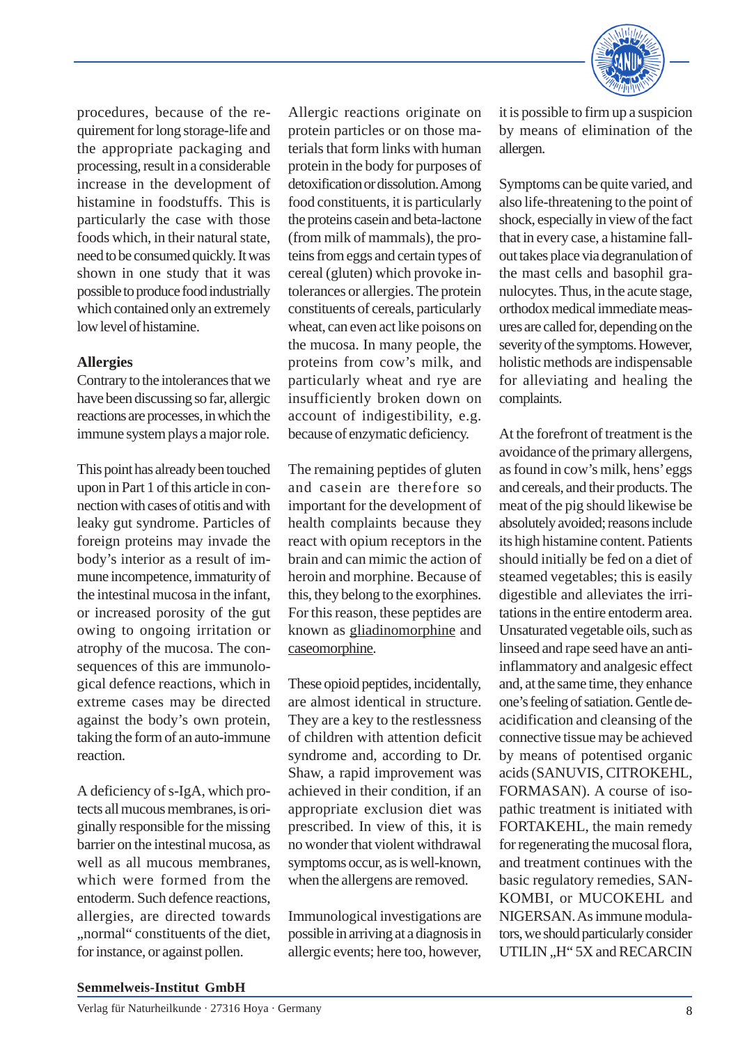procedures, because of the requirement for long storage-life and the appropriate packaging and processing, result in a considerable increase in the development of histamine in foodstuffs. This is particularly the case with those foods which, in their natural state, need to be consumed quickly. It was shown in one study that it was possible to produce food industrially which contained only an extremely low level of histamine.

**Allergies**

Contrary to the intolerances that we have been discussing so far, allergic reactions are processes, in which the immune system plays a major role.

This point has already been touched upon in Part 1 of this article in connection with cases of otitis and with leaky gut syndrome. Particles of foreign proteins may invade the body's interior as a result of immune incompetence, immaturity of the intestinal mucosa in the infant, or increased porosity of the gut owing to ongoing irritation or atrophy of the mucosa. The consequences of this are immunological defence reactions, which in extreme cases may be directed against the body's own protein, taking the form of an auto-immune reaction.

A deficiency of s-IgA, which protects all mucous membranes, is originally responsible for the missing barrier on the intestinal mucosa, as well as all mucous membranes, which were formed from the entoderm. Such defence reactions, allergies, are directed towards „normal" constituents of the diet, for instance, or against pollen.

Allergic reactions originate on protein particles or on those materials that form links with human protein in the body for purposes of detoxification or dissolution. Among food constituents, it is particularly the proteins casein and beta-lactone (from milk of mammals), the proteins from eggs and certain types of cereal (gluten) which provoke intolerances or allergies. The protein constituents of cereals, particularly wheat, can even act like poisons on the mucosa. In many people, the proteins from cow's milk, and particularly wheat and rye are insufficiently broken down on account of indigestibility, e.g. because of enzymatic deficiency.

The remaining peptides of gluten and casein are therefore so important for the development of health complaints because they react with opium receptors in the brain and can mimic the action of heroin and morphine. Because of this, they belong to the exorphines. For this reason, these peptides are known as <u>gliadinomorphine</u> and <u>caseomorphine</u>.

These opioid peptides, incidentally, are almost identical in structure. They are a key to the restlessness of children with attention deficit syndrome and, according to Dr. Shaw, a rapid improvement was achieved in their condition, if an appropriate exclusion diet was prescribed. In view of this, it is no wonder that violent withdrawal symptoms occur, as is well-known, when the allergens are removed.

Immunological investigations are possible in arriving at a diagnosis in allergic events; here too, however, it is possible to firm up a suspicion by means of elimination of the allergen.

Symptoms can be quite varied, and also life-threatening to the point of shock, especially in view of the fact that in every case, a histamine fall-out takes place via degranulation of the mast cells and basophil granulocytes. Thus, in the acute stage, orthodox medical immediate measures are called for, depending on the severity of the symptoms. However, holistic methods are indispensable for alleviating and healing the complaints.

At the forefront of treatment is the avoidance of the primary allergens, as found in cow's milk, hens' eggs and cereals, and their products. The meat of the pig should likewise be absolutely avoided; reasons include its high histamine content. Patients should initially be fed on a diet of steamed vegetables; this is easily digestible and alleviates the irritations in the entire entoderm area. Unsaturated vegetable oils, such as linseed and rape seed have an anti-inflammatory and analgesic effect and, at the same time, they enhance one's feeling of satiation. Gentle de-acidification and cleansing of the connective tissue may be achieved by means of potentised organic acids (SANUVIS, CITROKEHL, FORMASAN). A course of isopathic treatment is initiated with FORTAKEHL, the main remedy for regenerating the mucosal flora, and treatment continues with the basic regulatory remedies, SANKOMBI, or MUCOKEHL and NIGERSAN. As immune modulators, we should particularly consider UTILIN „H" 5X and RECARCIN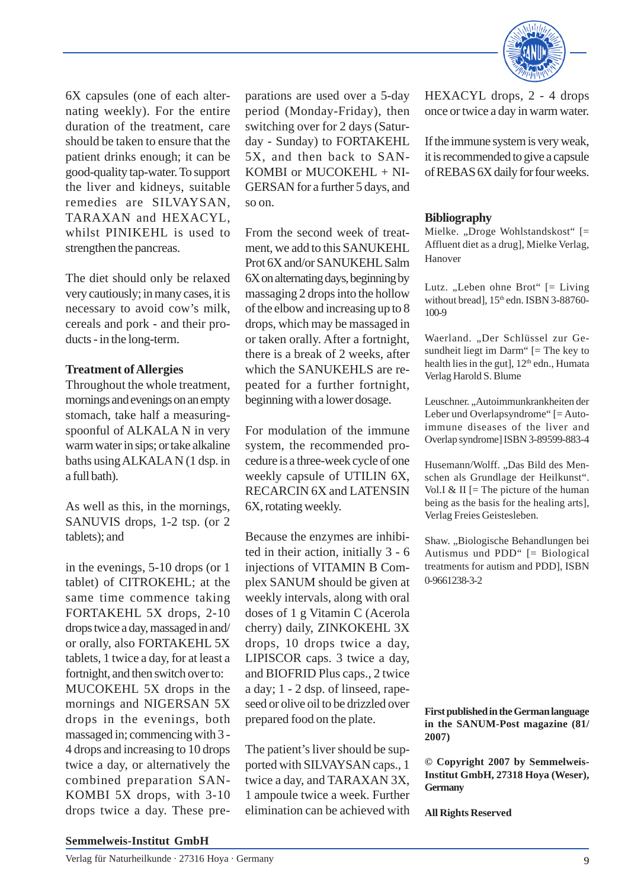6X capsules (one of each alternating weekly). For the entire duration of the treatment, care should be taken to ensure that the patient drinks enough; it can be good-quality tap-water. To support the liver and kidneys, suitable remedies are SILVAYSAN, TARAXAN and HEXACYL, whilst PINIKEHL is used to strengthen the pancreas.

The diet should only be relaxed very cautiously; in many cases, it is necessary to avoid cow's milk, cereals and pork - and their products - in the long-term.

**Treatment of Allergies**

Throughout the whole treatment, mornings and evenings on an empty stomach, take half a measuring-spoonful of ALKALA N in very warm water in sips; or take alkaline baths using ALKALA N (1 dsp. in a full bath).

As well as this, in the mornings, SANUVIS drops, 1-2 tsp. (or 2 tablets); and

in the evenings, 5-10 drops (or 1 tablet) of CITROKEHL; at the same time commence taking FORTAKEHL 5X drops, 2-10 drops twice a day, massaged in and/or orally, also FORTAKEHL 5X tablets, 1 twice a day, for at least a fortnight, and then switch over to: MUCOKEHL 5X drops in the mornings and NIGERSAN 5X drops in the evenings, both massaged in; commencing with 3 - 4 drops and increasing to 10 drops twice a day, or alternatively the combined preparation SANKOMBI 5X drops, with 3-10 drops twice a day. These preparations are used over a 5-day period (Monday-Friday), then switching over for 2 days (Saturday - Sunday) to FORTAKEHL 5X, and then back to SANKOMBI or MUCOKEHL + NIGERSAN for a further 5 days, and so on.

From the second week of treatment, we add to this SANUKEHL Prot 6X and/or SANUKEHL Salm 6X on alternating days, beginning by massaging 2 drops into the hollow of the elbow and increasing up to 8 drops, which may be massaged in or taken orally. After a fortnight, there is a break of 2 weeks, after which the SANUKEHLS are repeated for a further fortnight, beginning with a lower dosage.

For modulation of the immune system, the recommended procedure is a three-week cycle of one weekly capsule of UTILIN 6X, RECARCIN 6X and LATENSIN 6X, rotating weekly.

Because the enzymes are inhibited in their action, initially 3 - 6 injections of VITAMIN B Complex SANUM should be given at weekly intervals, along with oral doses of 1 g Vitamin C (Acerola cherry) daily, ZINKOKEHL 3X drops, 10 drops twice a day, LIPISCOR caps. 3 twice a day, and BIOFRID Plus caps., 2 twice a day; 1 - 2 dsp. of linseed, rapeseed or olive oil to be drizzled over prepared food on the plate.

The patient's liver should be supported with SILVAYSAN caps., 1 twice a day, and TARAXAN 3X, 1 ampoule twice a week. Further elimination can be achieved with HEXACYL drops, 2 - 4 drops once or twice a day in warm water.

If the immune system is very weak, it is recommended to give a capsule of REBAS 6X daily for four weeks.

**Bibliography**

Mielke. „Droge Wohlstandskost“ [= Affluent diet as a drug], Mielke Verlag, Hanover

Lutz. „Leben ohne Brot“ [= Living without bread], 15th edn. ISBN 3-88760-100-9

Waerland. „Der Schlüssel zur Gesundheit liegt im Darm“ [= The key to health lies in the gut], 12th edn., Humata Verlag Harold S. Blume

Leuschner. „Autoimmunkrankheiten der Leber und Overlapsyndrome“ [= Autoimmune diseases of the liver and Overlap syndrome] ISBN 3-89599-883-4

Husemann/Wolff. „Das Bild des Menschen als Grundlage der Heilkunst“. Vol.I & II [= The picture of the human being as the basis for the healing arts], Verlag Freies Geistesleben.

Shaw. „Biologische Behandlungen bei Autismus und PDD“ [= Biological treatments for autism and PDD], ISBN 0-9661238-3-2

**First published in the German language in the SANUM-Post magazine (81/2007)**

**© Copyright 2007 by Semmelweis-Institut GmbH, 27318 Hoya (Weser), Germany**

**All Rights Reserved**

**Semmelweis-Institut GmbH**

Verlag für Naturheilkunde · 27316 Hoya · Germany